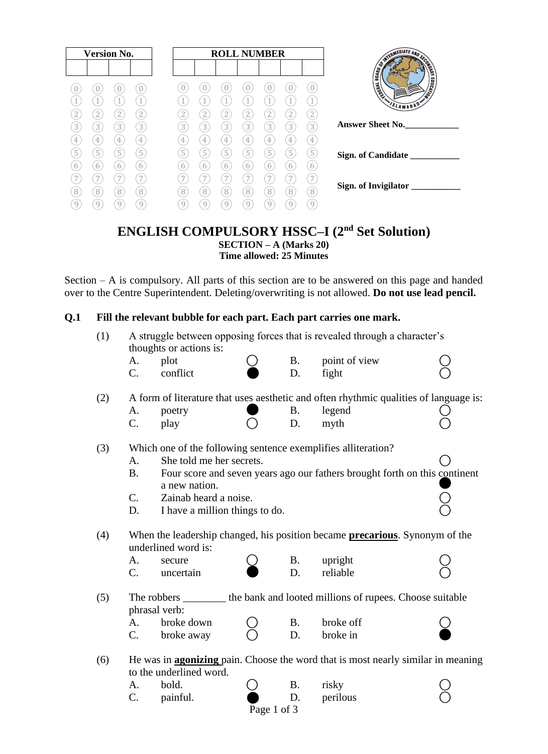| Version No. | | | |
|---|---|---|---|
| | | | |

| ROLL NUMBER | | | | | | |
|---|---|---|---|---|---|---|
| | | | | | | |

Answer Sheet No.____________

Sign. of Candidate ___________

Sign. of Invigilator ___________

# ENGLISH COMPULSORY HSSC–I (2nd Set Solution)

**SECTION – A (Marks 20)**
**Time allowed: 25 Minutes**

Section – A is compulsory. All parts of this section are to be answered on this page and handed over to the Centre Superintendent. Deleting/overwriting is not allowed. **Do not use lead pencil.**

**Q.1 Fill the relevant bubble for each part. Each part carries one mark.**

(1) A struggle between opposing forces that is revealed through a character's thoughts or actions is:

- A. plot ○
- B. point of view ○
- C. conflict ●
- D. fight ○

(2) A form of literature that uses aesthetic and often rhythmic qualities of language is:

- A. poetry ●
- B. legend ○
- C. play ○
- D. myth ○

(3) Which one of the following sentence exemplifies alliteration?

- A. She told me her secrets. ○
- B. Four score and seven years ago our fathers brought forth on this continent a new nation. ●
- C. Zainab heard a noise. ○
- D. I have a million things to do. ○

(4) When the leadership changed, his position became **precarious**. Synonym of the underlined word is:

- A. secure ○
- B. upright ○
- C. uncertain ●
- D. reliable ○

(5) The robbers ________ the bank and looted millions of rupees. Choose suitable phrasal verb:

- A. broke down ○
- B. broke off ○
- C. broke away ○
- D. broke in ●

(6) He was in **agonizing** pain. Choose the word that is most nearly similar in meaning to the underlined word.

- A. bold. ○
- B. risky ○
- C. painful. ●
- D. perilous ○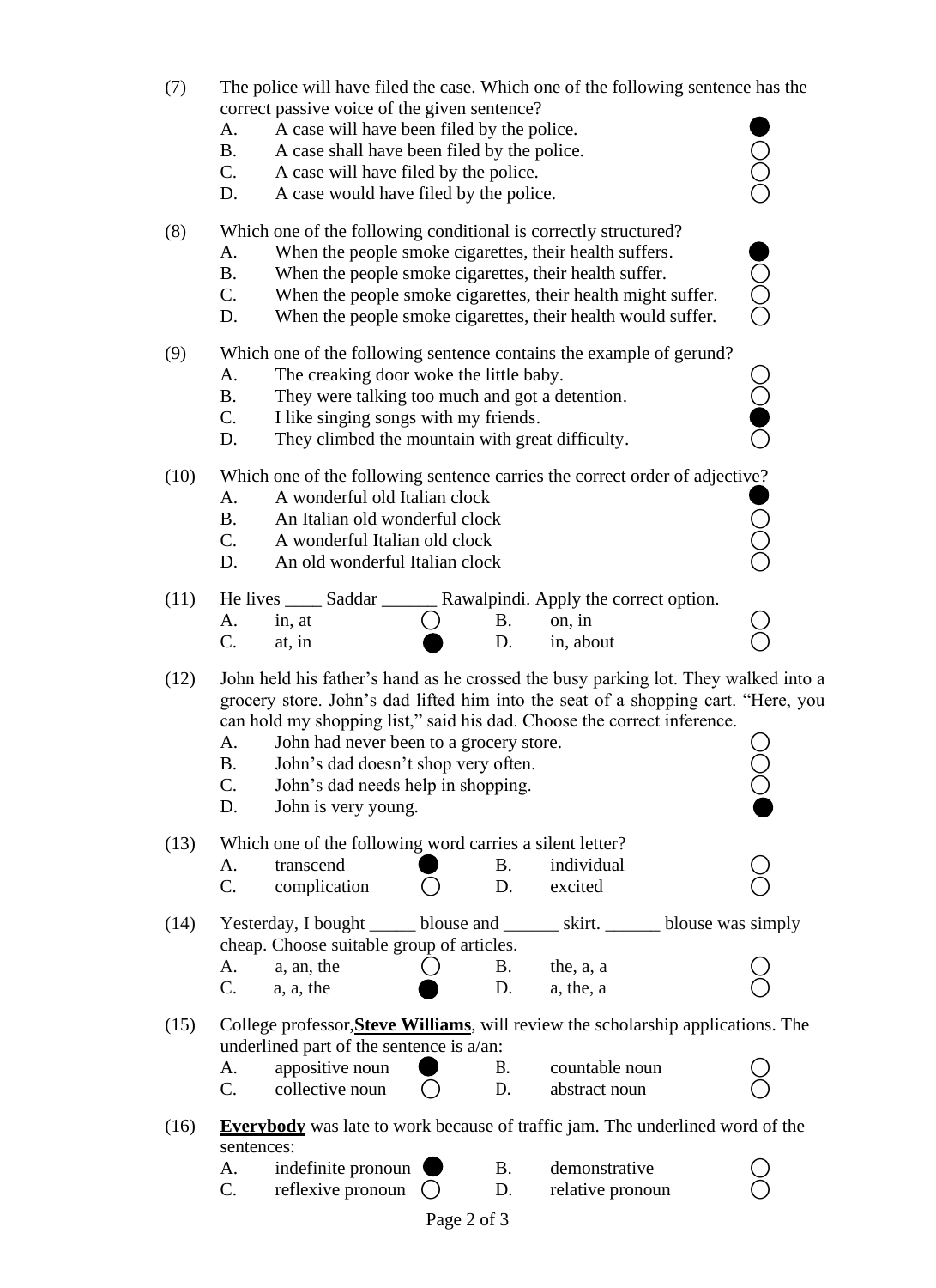(7) The police will have filed the case. Which one of the following sentence has the correct passive voice of the given sentence?

- A. A case will have been filed by the police. ●
- B. A case shall have been filed by the police. ○
- C. A case will have filed by the police. ○
- D. A case would have filed by the police. ○

(8) Which one of the following conditional is correctly structured?

- A. When the people smoke cigarettes, their health suffers. ●
- B. When the people smoke cigarettes, their health suffer. ○
- C. When the people smoke cigarettes, their health might suffer. ○
- D. When the people smoke cigarettes, their health would suffer. ○

(9) Which one of the following sentence contains the example of gerund?

- A. The creaking door woke the little baby. ○
- B. They were talking too much and got a detention. ○
- C. I like singing songs with my friends. ●
- D. They climbed the mountain with great difficulty. ○

(10) Which one of the following sentence carries the correct order of adjective?

- A. A wonderful old Italian clock ●
- B. An Italian old wonderful clock ○
- C. A wonderful Italian old clock ○
- D. An old wonderful Italian clock ○

(11) He lives ____ Saddar ______ Rawalpindi. Apply the correct option.

- A. in, at ○
- B. on, in ○
- C. at, in ●
- D. in, about ○

(12) John held his father's hand as he crossed the busy parking lot. They walked into a grocery store. John's dad lifted him into the seat of a shopping cart. "Here, you can hold my shopping list," said his dad. Choose the correct inference.

- A. John had never been to a grocery store. ○
- B. John's dad doesn't shop very often. ○
- C. John's dad needs help in shopping. ○
- D. John is very young. ●

(13) Which one of the following word carries a silent letter?

- A. transcend ●
- B. individual ○
- C. complication ○
- D. excited ○

(14) Yesterday, I bought _____ blouse and ______ skirt. ______ blouse was simply cheap. Choose suitable group of articles.

- A. a, an, the ○
- B. the, a, a ○
- C. a, a, the ●
- D. a, the, a ○

(15) College professor,**<u>Steve Williams</u>**, will review the scholarship applications. The underlined part of the sentence is a/an:

- A. appositive noun ●
- B. countable noun ○
- C. collective noun ○
- D. abstract noun ○

(16) **<u>Everybody</u>** was late to work because of traffic jam. The underlined word of the sentences:

- A. indefinite pronoun ●
- B. demonstrative ○
- C. reflexive pronoun ○
- D. relative pronoun ○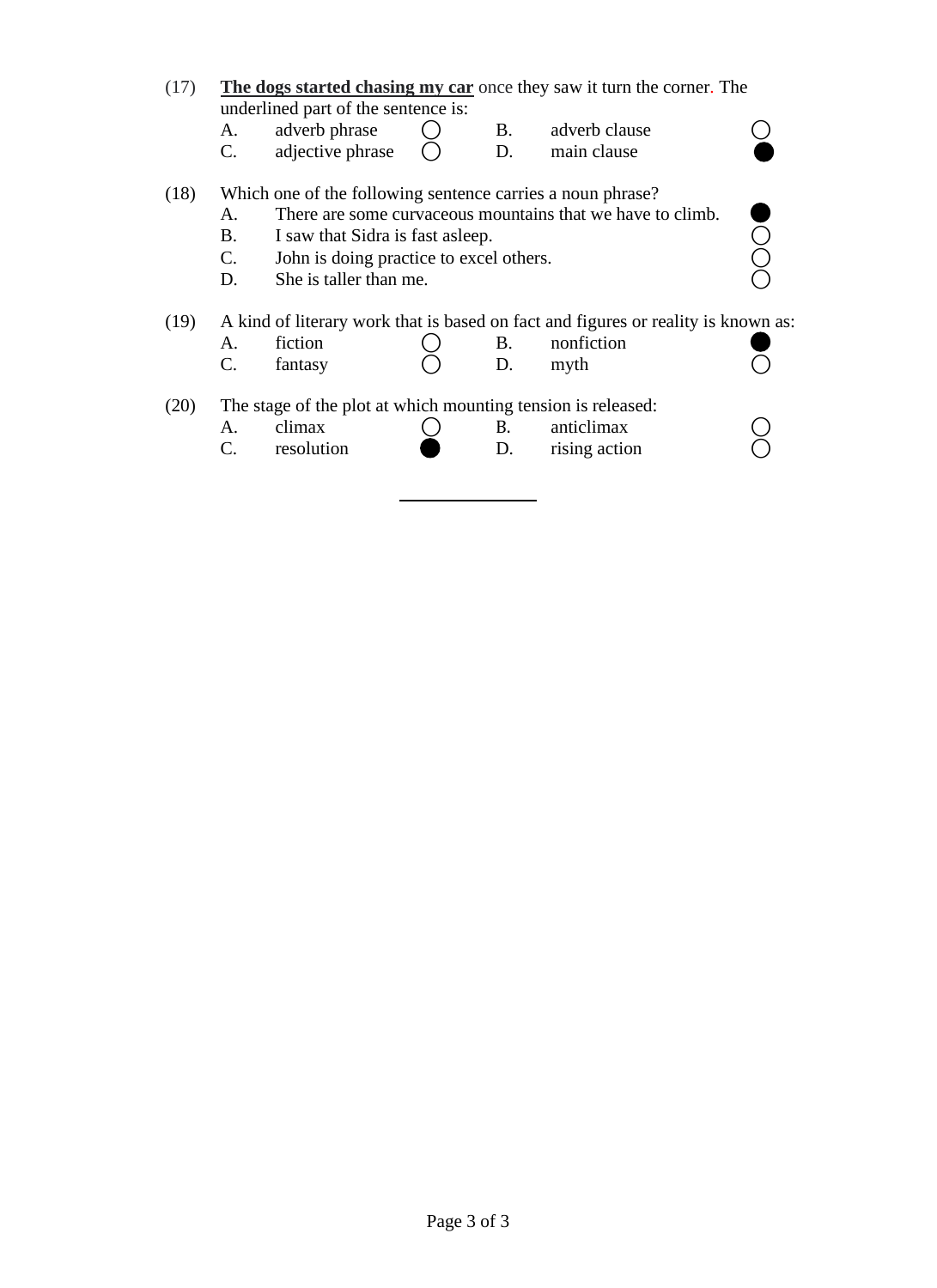(17) **<u>The dogs started chasing my car</u>** once they saw it turn the corner. The underlined part of the sentence is:

| | | | | | |
|---|---|---|---|---|---|
| A. | adverb phrase | ○ | B. | adverb clause | ○ |
| C. | adjective phrase | ○ | D. | main clause | ● |

(18) Which one of the following sentence carries a noun phrase?

| | | |
|---|---|---|
| A. | There are some curvaceous mountains that we have to climb. | ● |
| B. | I saw that Sidra is fast asleep. | ○ |
| C. | John is doing practice to excel others. | ○ |
| D. | She is taller than me. | ○ |

(19) A kind of literary work that is based on fact and figures or reality is known as:

| | | | | | |
|---|---|---|---|---|---|
| A. | fiction | ○ | B. | nonfiction | ● |
| C. | fantasy | ○ | D. | myth | ○ |

(20) The stage of the plot at which mounting tension is released:

| | | | | | |
|---|---|---|---|---|---|
| A. | climax | ○ | B. | anticlimax | ○ |
| C. | resolution | ● | D. | rising action | ○ |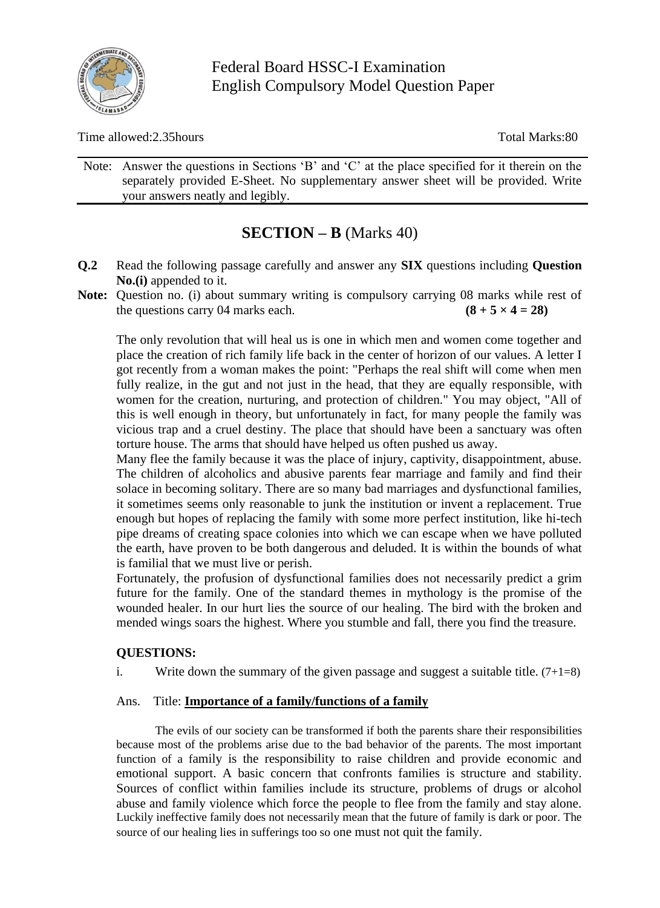Federal Board HSSC-I Examination
English Compulsory Model Question Paper

Time allowed:2.35hours                                                                                                                Total Marks:80

Note: Answer the questions in Sections 'B' and 'C' at the place specified for it therein on the separately provided E-Sheet. No supplementary answer sheet will be provided. Write your answers neatly and legibly.

## SECTION – B (Marks 40)

**Q.2** Read the following passage carefully and answer any **SIX** questions including **Question No.(i)** appended to it.

**Note:** Question no. (i) about summary writing is compulsory carrying 08 marks while rest of the questions carry 04 marks each. **(8 + 5 × 4 = 28)**

The only revolution that will heal us is one in which men and women come together and place the creation of rich family life back in the center of horizon of our values. A letter I got recently from a woman makes the point: "Perhaps the real shift will come when men fully realize, in the gut and not just in the head, that they are equally responsible, with women for the creation, nurturing, and protection of children." You may object, "All of this is well enough in theory, but unfortunately in fact, for many people the family was vicious trap and a cruel destiny. The place that should have been a sanctuary was often torture house. The arms that should have helped us often pushed us away.

Many flee the family because it was the place of injury, captivity, disappointment, abuse. The children of alcoholics and abusive parents fear marriage and family and find their solace in becoming solitary. There are so many bad marriages and dysfunctional families, it sometimes seems only reasonable to junk the institution or invent a replacement. True enough but hopes of replacing the family with some more perfect institution, like hi-tech pipe dreams of creating space colonies into which we can escape when we have polluted the earth, have proven to be both dangerous and deluded. It is within the bounds of what is familial that we must live or perish.

Fortunately, the profusion of dysfunctional families does not necessarily predict a grim future for the family. One of the standard themes in mythology is the promise of the wounded healer. In our hurt lies the source of our healing. The bird with the broken and mended wings soars the highest. Where you stumble and fall, there you find the treasure.

**QUESTIONS:**

i. Write down the summary of the given passage and suggest a suitable title. (7+1=8)

Ans. Title: **Importance of a family/functions of a family**

The evils of our society can be transformed if both the parents share their responsibilities because most of the problems arise due to the bad behavior of the parents. The most important function of a family is the responsibility to raise children and provide economic and emotional support. A basic concern that confronts families is structure and stability. Sources of conflict within families include its structure, problems of drugs or alcohol abuse and family violence which force the people to flee from the family and stay alone. Luckily ineffective family does not necessarily mean that the future of family is dark or poor. The source of our healing lies in sufferings too so one must not quit the family.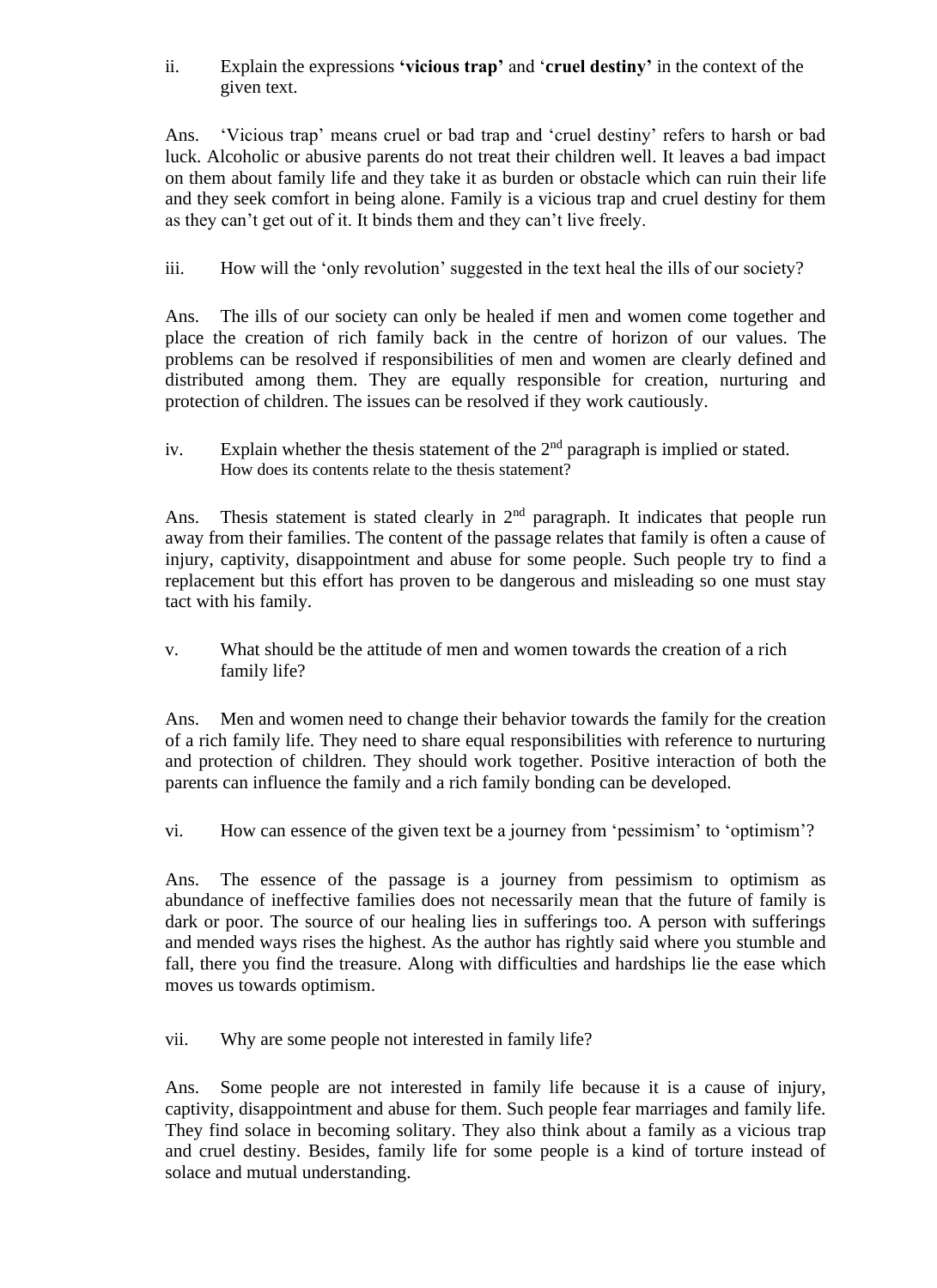ii. Explain the expressions **'vicious trap'** and '**cruel destiny**' in the context of the given text.

Ans. 'Vicious trap' means cruel or bad trap and 'cruel destiny' refers to harsh or bad luck. Alcoholic or abusive parents do not treat their children well. It leaves a bad impact on them about family life and they take it as burden or obstacle which can ruin their life and they seek comfort in being alone. Family is a vicious trap and cruel destiny for them as they can't get out of it. It binds them and they can't live freely.

iii. How will the 'only revolution' suggested in the text heal the ills of our society?

Ans. The ills of our society can only be healed if men and women come together and place the creation of rich family back in the centre of horizon of our values. The problems can be resolved if responsibilities of men and women are clearly defined and distributed among them. They are equally responsible for creation, nurturing and protection of children. The issues can be resolved if they work cautiously.

iv. Explain whether the thesis statement of the 2nd paragraph is implied or stated. How does its contents relate to the thesis statement?

Ans. Thesis statement is stated clearly in 2nd paragraph. It indicates that people run away from their families. The content of the passage relates that family is often a cause of injury, captivity, disappointment and abuse for some people. Such people try to find a replacement but this effort has proven to be dangerous and misleading so one must stay tact with his family.

v. What should be the attitude of men and women towards the creation of a rich family life?

Ans. Men and women need to change their behavior towards the family for the creation of a rich family life. They need to share equal responsibilities with reference to nurturing and protection of children. They should work together. Positive interaction of both the parents can influence the family and a rich family bonding can be developed.

vi. How can essence of the given text be a journey from 'pessimism' to 'optimism'?

Ans. The essence of the passage is a journey from pessimism to optimism as abundance of ineffective families does not necessarily mean that the future of family is dark or poor. The source of our healing lies in sufferings too. A person with sufferings and mended ways rises the highest. As the author has rightly said where you stumble and fall, there you find the treasure. Along with difficulties and hardships lie the ease which moves us towards optimism.

vii. Why are some people not interested in family life?

Ans. Some people are not interested in family life because it is a cause of injury, captivity, disappointment and abuse for them. Such people fear marriages and family life. They find solace in becoming solitary. They also think about a family as a vicious trap and cruel destiny. Besides, family life for some people is a kind of torture instead of solace and mutual understanding.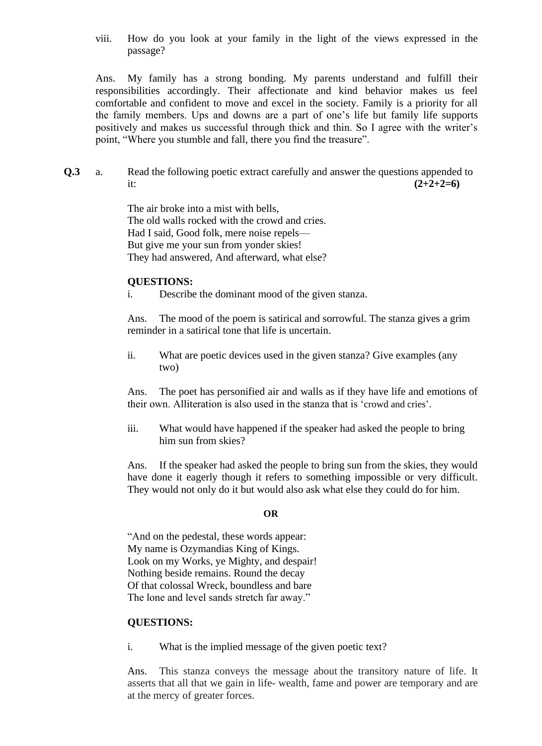viii. How do you look at your family in the light of the views expressed in the passage?

Ans. My family has a strong bonding. My parents understand and fulfill their responsibilities accordingly. Their affectionate and kind behavior makes us feel comfortable and confident to move and excel in the society. Family is a priority for all the family members. Ups and downs are a part of one's life but family life supports positively and makes us successful through thick and thin. So I agree with the writer's point, "Where you stumble and fall, there you find the treasure".

**Q.3** a. Read the following poetic extract carefully and answer the questions appended to it: **(2+2+2=6)**

The air broke into a mist with bells,  
The old walls rocked with the crowd and cries.  
Had I said, Good folk, mere noise repels—  
But give me your sun from yonder skies!  
They had answered, And afterward, what else?

**QUESTIONS:**

i. Describe the dominant mood of the given stanza.

Ans. The mood of the poem is satirical and sorrowful. The stanza gives a grim reminder in a satirical tone that life is uncertain.

ii. What are poetic devices used in the given stanza? Give examples (any two)

Ans. The poet has personified air and walls as if they have life and emotions of their own. Alliteration is also used in the stanza that is 'crowd and cries'.

iii. What would have happened if the speaker had asked the people to bring him sun from skies?

Ans. If the speaker had asked the people to bring sun from the skies, they would have done it eagerly though it refers to something impossible or very difficult. They would not only do it but would also ask what else they could do for him.

**OR**

"And on the pedestal, these words appear:  
My name is Ozymandias King of Kings.  
Look on my Works, ye Mighty, and despair!  
Nothing beside remains. Round the decay  
Of that colossal Wreck, boundless and bare  
The lone and level sands stretch far away."

**QUESTIONS:**

i. What is the implied message of the given poetic text?

Ans. This stanza conveys the message about the transitory nature of life. It asserts that all that we gain in life- wealth, fame and power are temporary and are at the mercy of greater forces.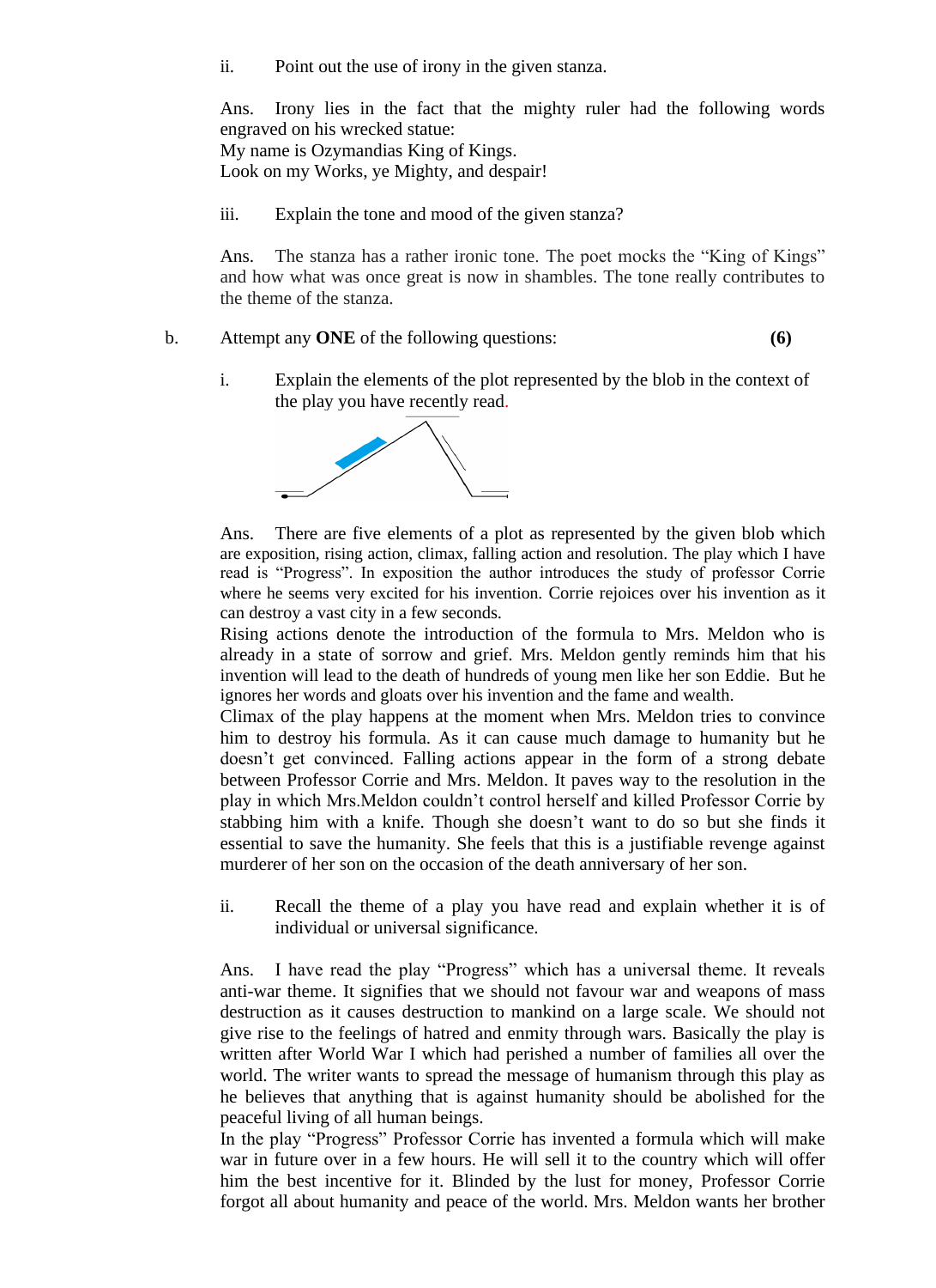ii. Point out the use of irony in the given stanza.

Ans. Irony lies in the fact that the mighty ruler had the following words engraved on his wrecked statue:
My name is Ozymandias King of Kings.
Look on my Works, ye Mighty, and despair!

iii. Explain the tone and mood of the given stanza?

Ans. The stanza has a rather ironic tone. The poet mocks the "King of Kings" and how what was once great is now in shambles. The tone really contributes to the theme of the stanza.

b. Attempt any **ONE** of the following questions: **(6)**

i. Explain the elements of the plot represented by the blob in the context of the play you have recently read.

Ans. There are five elements of a plot as represented by the given blob which are exposition, rising action, climax, falling action and resolution. The play which I have read is "Progress". In exposition the author introduces the study of professor Corrie where he seems very excited for his invention. Corrie rejoices over his invention as it can destroy a vast city in a few seconds.
Rising actions denote the introduction of the formula to Mrs. Meldon who is already in a state of sorrow and grief. Mrs. Meldon gently reminds him that his invention will lead to the death of hundreds of young men like her son Eddie. But he ignores her words and gloats over his invention and the fame and wealth.
Climax of the play happens at the moment when Mrs. Meldon tries to convince him to destroy his formula. As it can cause much damage to humanity but he doesn't get convinced. Falling actions appear in the form of a strong debate between Professor Corrie and Mrs. Meldon. It paves way to the resolution in the play in which Mrs.Meldon couldn't control herself and killed Professor Corrie by stabbing him with a knife. Though she doesn't want to do so but she finds it essential to save the humanity. She feels that this is a justifiable revenge against murderer of her son on the occasion of the death anniversary of her son.

ii. Recall the theme of a play you have read and explain whether it is of individual or universal significance.

Ans. I have read the play "Progress" which has a universal theme. It reveals anti-war theme. It signifies that we should not favour war and weapons of mass destruction as it causes destruction to mankind on a large scale. We should not give rise to the feelings of hatred and enmity through wars. Basically the play is written after World War I which had perished a number of families all over the world. The writer wants to spread the message of humanism through this play as he believes that anything that is against humanity should be abolished for the peaceful living of all human beings.
In the play "Progress" Professor Corrie has invented a formula which will make war in future over in a few hours. He will sell it to the country which will offer him the best incentive for it. Blinded by the lust for money, Professor Corrie forgot all about humanity and peace of the world. Mrs. Meldon wants her brother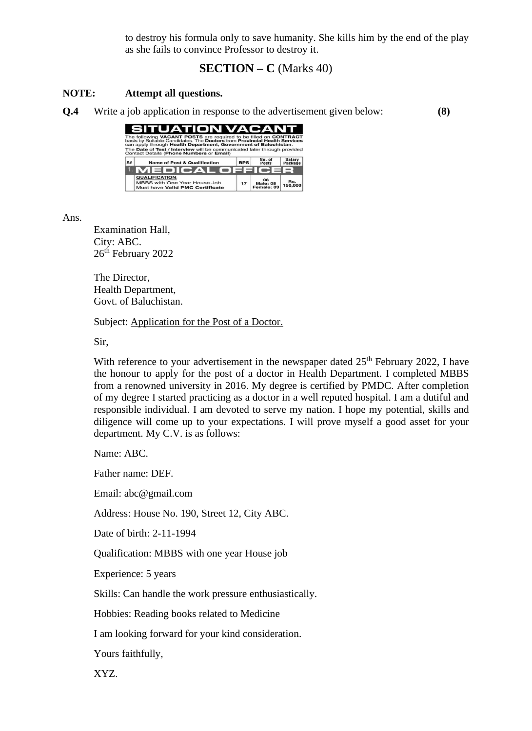to destroy his formula only to save humanity. She kills him by the end of the play as she fails to convince Professor to destroy it.

## SECTION – C (Marks 40)

**NOTE: Attempt all questions.**

**Q.4** Write a job application in response to the advertisement given below: **(8)**

**SITUATION VACANT**

The following **VACANT POSTS** are required to be filled on **CONTRACT** basis by Suitable Candidates. The **Doctors** from **Provincial Health Services** can apply through **Health Department, Government of Balochistan**.
The **Date of Test / Interview** will be communicated later through provided Contact Details (**Phone Numbers** or **Email**)

| S# | Name of Post & Qualification | BPS | No. of Posts | Salary Package |
|---|---|---|---|---|
| 1. | **MEDICAL OFFICER** | | | |
| | **QUALIFICATION:** MBBS with One Year House Job, Must have **Valid PMC Certificate** | 17 | 08 Male: 05 Female: 03 | Rs. 150,000 |

Ans.

Examination Hall,
City: ABC.
26th February 2022

The Director,
Health Department,
Govt. of Baluchistan.

Subject: <u>Application for the Post of a Doctor.</u>

Sir,

With reference to your advertisement in the newspaper dated 25th February 2022, I have the honour to apply for the post of a doctor in Health Department. I completed MBBS from a renowned university in 2016. My degree is certified by PMDC. After completion of my degree I started practicing as a doctor in a well reputed hospital. I am a dutiful and responsible individual. I am devoted to serve my nation. I hope my potential, skills and diligence will come up to your expectations. I will prove myself a good asset for your department. My C.V. is as follows:

Name: ABC.

Father name: DEF.

Email: abc@gmail.com

Address: House No. 190, Street 12, City ABC.

Date of birth: 2-11-1994

Qualification: MBBS with one year House job

Experience: 5 years

Skills: Can handle the work pressure enthusiastically.

Hobbies: Reading books related to Medicine

I am looking forward for your kind consideration.

Yours faithfully,

XYZ.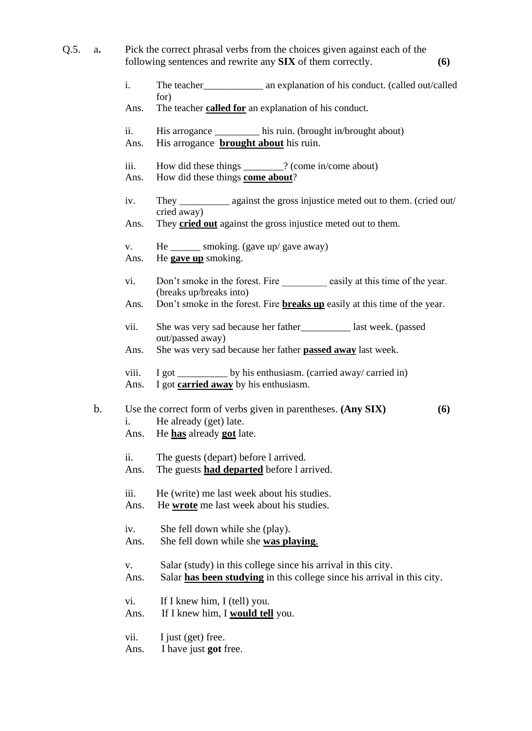Q.5. a. Pick the correct phrasal verbs from the choices given against each of the following sentences and rewrite any **SIX** of them correctly. **(6)**

i. The teacher____________ an explanation of his conduct. (called out/called for)

Ans. The teacher **called for** an explanation of his conduct.

ii. His arrogance _________ his ruin. (brought in/brought about)

Ans. His arrogance **brought about** his ruin.

iii. How did these things ________? (come in/come about)

Ans. How did these things **come about**?

iv. They __________ against the gross injustice meted out to them. (cried out/ cried away)

Ans. They **cried out** against the gross injustice meted out to them.

v. He ______ smoking. (gave up/ gave away)

Ans. He **gave up** smoking.

vi. Don't smoke in the forest. Fire _________ easily at this time of the year. (breaks up/breaks into)

Ans. Don't smoke in the forest. Fire **breaks up** easily at this time of the year.

vii. She was very sad because her father__________ last week. (passed out/passed away)

Ans. She was very sad because her father **passed away** last week.

viii. I got __________ by his enthusiasm. (carried away/ carried in)

Ans. I got **carried away** by his enthusiasm.

b. Use the correct form of verbs given in parentheses. **(Any SIX)** **(6)**

i. He already (get) late.

Ans. He **has** already **got** late.

ii. The guests (depart) before l arrived.

Ans. The guests **had departed** before l arrived.

iii. He (write) me last week about his studies.

Ans. He **wrote** me last week about his studies.

iv. She fell down while she (play).

Ans. She fell down while she **was playing**.

v. Salar (study) in this college since his arrival in this city.

Ans. Salar **has been studying** in this college since his arrival in this city.

vi. If I knew him, I (tell) you.

Ans. If I knew him, I **would tell** you.

vii. I just (get) free.

Ans. I have just **got** free.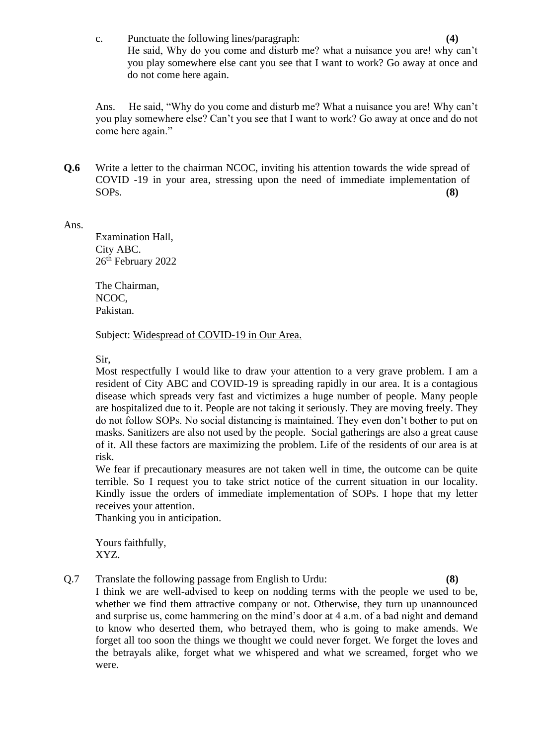c. Punctuate the following lines/paragraph: **(4)**

He said, Why do you come and disturb me? what a nuisance you are! why can't you play somewhere else cant you see that I want to work? Go away at once and do not come here again.

Ans. He said, "Why do you come and disturb me? What a nuisance you are! Why can't you play somewhere else? Can't you see that I want to work? Go away at once and do not come here again."

**Q.6** Write a letter to the chairman NCOC, inviting his attention towards the wide spread of COVID -19 in your area, stressing upon the need of immediate implementation of SOPs. **(8)**

Ans.

Examination Hall,
City ABC.
26th February 2022

The Chairman,
NCOC,
Pakistan.

Subject: Widespread of COVID-19 in Our Area.

Sir,

Most respectfully I would like to draw your attention to a very grave problem. I am a resident of City ABC and COVID-19 is spreading rapidly in our area. It is a contagious disease which spreads very fast and victimizes a huge number of people. Many people are hospitalized due to it. People are not taking it seriously. They are moving freely. They do not follow SOPs. No social distancing is maintained. They even don't bother to put on masks. Sanitizers are also not used by the people. Social gatherings are also a great cause of it. All these factors are maximizing the problem. Life of the residents of our area is at risk.

We fear if precautionary measures are not taken well in time, the outcome can be quite terrible. So I request you to take strict notice of the current situation in our locality. Kindly issue the orders of immediate implementation of SOPs. I hope that my letter receives your attention.

Thanking you in anticipation.

Yours faithfully,
XYZ.

Q.7 Translate the following passage from English to Urdu: **(8)**

I think we are well-advised to keep on nodding terms with the people we used to be, whether we find them attractive company or not. Otherwise, they turn up unannounced and surprise us, come hammering on the mind's door at 4 a.m. of a bad night and demand to know who deserted them, who betrayed them, who is going to make amends. We forget all too soon the things we thought we could never forget. We forget the loves and the betrayals alike, forget what we whispered and what we screamed, forget who we were.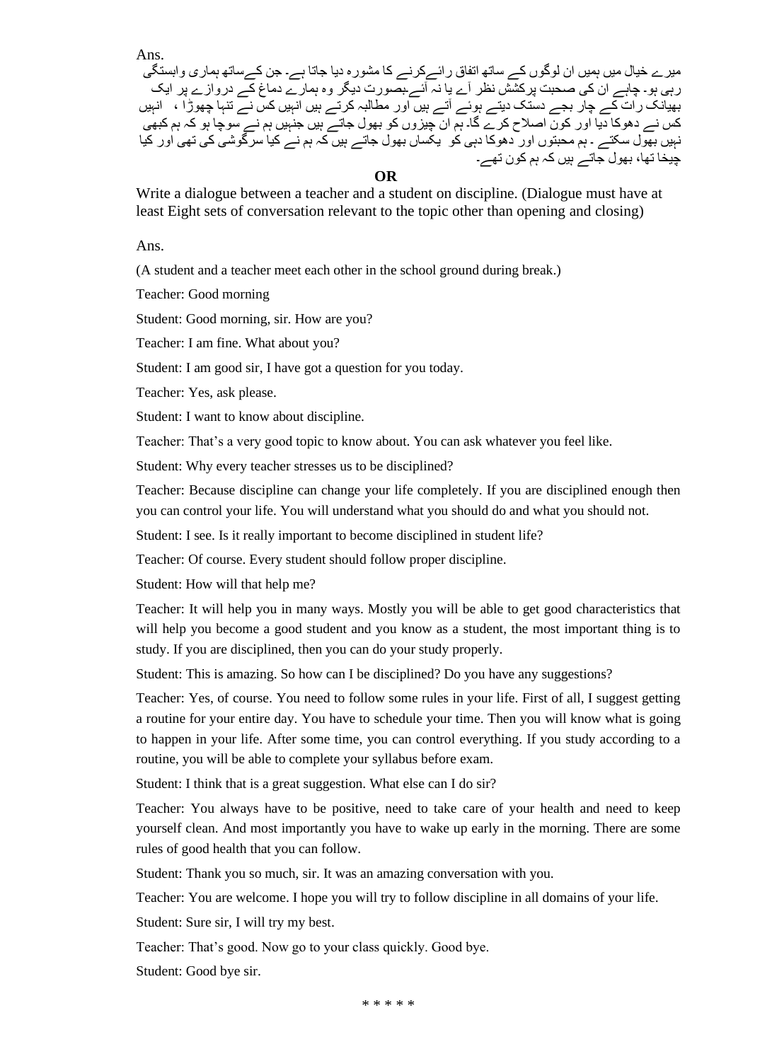Ans.

میرے خیال میں ہمیں ان لوگوں کے ساتھ اتفاق رائےکرنے کا مشورہ دیا جاتا ہے۔ جن کےساتھ ہماری وابستگی رہی ہو۔ چاہے ان کی صحبت پرکشش نظر آے یا نہ آئے۔بصورت دیگر وہ ہمارے دماغ کے دروازے پر ایک بھیانک رات کے چار بجے دستک دیتے ہوئے آتے ہیں اور مطالبہ کرتے ہیں انہیں کس نے تنہا چھوڑا ، انہیں کس نے دھوکا دیا اور کون اصلاح کرے گا۔ ہم ان چیزوں کو بھول جاتے ہیں جنہیں ہم نے سوچا ہو کہ ہم کبھی نہیں بھول سکتے ۔ ہم محبتوں اور دھوکا دہی کو یکساں بھول جاتے ہیں کہ ہم نے کیا سرگوشی کی تھی اور کیا چیخا تھا، بھول جاتے ہیں کہ ہم کون تھے۔

**OR**

Write a dialogue between a teacher and a student on discipline. (Dialogue must have at least Eight sets of conversation relevant to the topic other than opening and closing)

Ans.

(A student and a teacher meet each other in the school ground during break.)

Teacher: Good morning

Student: Good morning, sir. How are you?

Teacher: I am fine. What about you?

Student: I am good sir, I have got a question for you today.

Teacher: Yes, ask please.

Student: I want to know about discipline.

Teacher: That's a very good topic to know about. You can ask whatever you feel like.

Student: Why every teacher stresses us to be disciplined?

Teacher: Because discipline can change your life completely. If you are disciplined enough then you can control your life. You will understand what you should do and what you should not.

Student: I see. Is it really important to become disciplined in student life?

Teacher: Of course. Every student should follow proper discipline.

Student: How will that help me?

Teacher: It will help you in many ways. Mostly you will be able to get good characteristics that will help you become a good student and you know as a student, the most important thing is to study. If you are disciplined, then you can do your study properly.

Student: This is amazing. So how can I be disciplined? Do you have any suggestions?

Teacher: Yes, of course. You need to follow some rules in your life. First of all, I suggest getting a routine for your entire day. You have to schedule your time. Then you will know what is going to happen in your life. After some time, you can control everything. If you study according to a routine, you will be able to complete your syllabus before exam.

Student: I think that is a great suggestion. What else can I do sir?

Teacher: You always have to be positive, need to take care of your health and need to keep yourself clean. And most importantly you have to wake up early in the morning. There are some rules of good health that you can follow.

Student: Thank you so much, sir. It was an amazing conversation with you.

Teacher: You are welcome. I hope you will try to follow discipline in all domains of your life.

Student: Sure sir, I will try my best.

Teacher: That's good. Now go to your class quickly. Good bye.

Student: Good bye sir.

\* \* \* \* \*